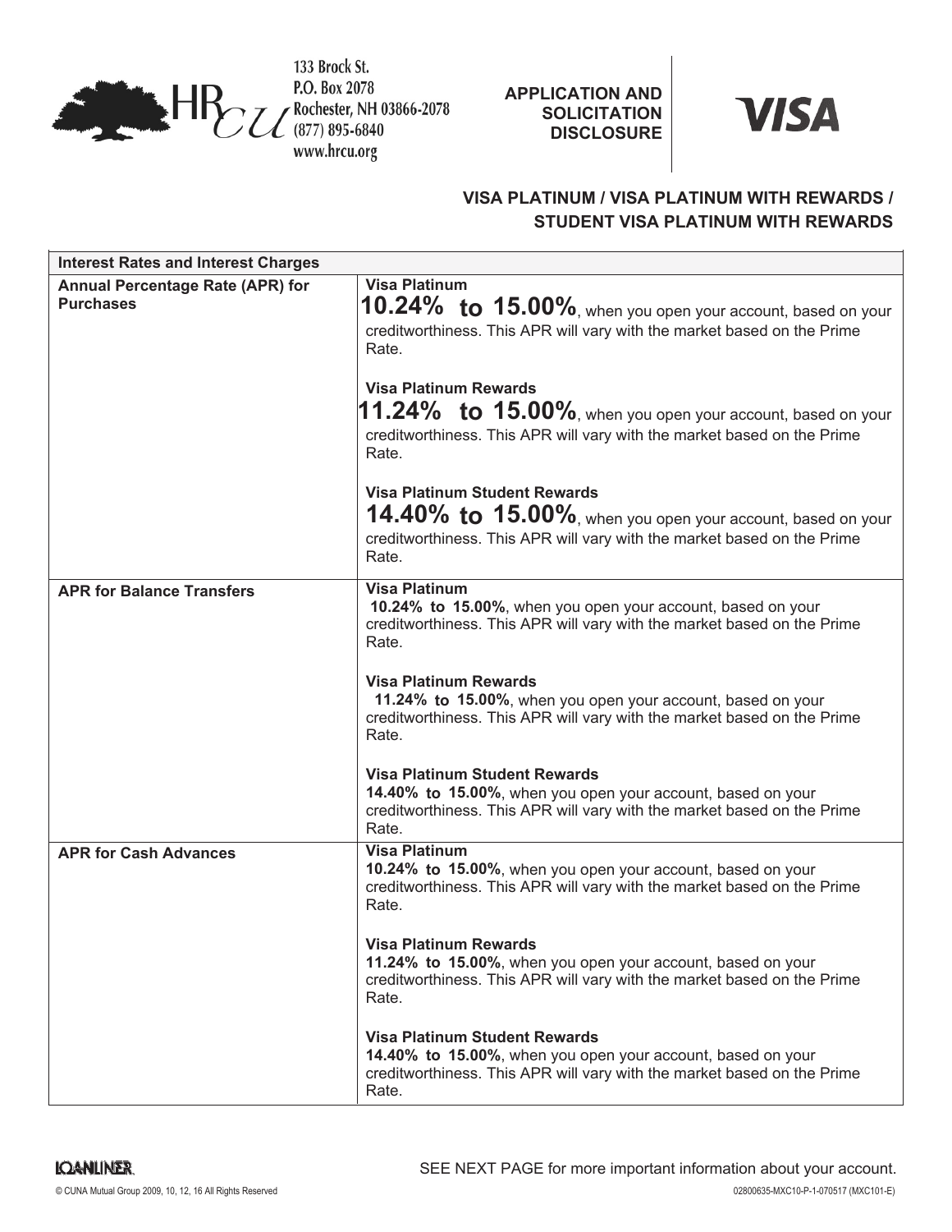133 Brock St.
P.O. Box 2078
Rochester, NH 03866-2078
(877) 895-6840
www.hrcu.org

**APPLICATION AND SOLICITATION DISCLOSURE**

**VISA**

## VISA PLATINUM / VISA PLATINUM WITH REWARDS / STUDENT VISA PLATINUM WITH REWARDS

| **Interest Rates and Interest Charges** | |
|---|---|
| **Annual Percentage Rate (APR) for Purchases** | **Visa Platinum**<br>**10.24% to 15.00%**, when you open your account, based on your creditworthiness. This APR will vary with the market based on the Prime Rate.<br><br>**Visa Platinum Rewards**<br>**11.24% to 15.00%**, when you open your account, based on your creditworthiness. This APR will vary with the market based on the Prime Rate.<br><br>**Visa Platinum Student Rewards**<br>**14.40% to 15.00%**, when you open your account, based on your creditworthiness. This APR will vary with the market based on the Prime Rate. |
| **APR for Balance Transfers** | **Visa Platinum**<br>**10.24% to 15.00%**, when you open your account, based on your creditworthiness. This APR will vary with the market based on the Prime Rate.<br><br>**Visa Platinum Rewards**<br>**11.24% to 15.00%**, when you open your account, based on your creditworthiness. This APR will vary with the market based on the Prime Rate.<br><br>**Visa Platinum Student Rewards**<br>**14.40% to 15.00%**, when you open your account, based on your creditworthiness. This APR will vary with the market based on the Prime Rate. |
| **APR for Cash Advances** | **Visa Platinum**<br>**10.24% to 15.00%**, when you open your account, based on your creditworthiness. This APR will vary with the market based on the Prime Rate.<br><br>**Visa Platinum Rewards**<br>**11.24% to 15.00%**, when you open your account, based on your creditworthiness. This APR will vary with the market based on the Prime Rate.<br><br>**Visa Platinum Student Rewards**<br>**14.40% to 15.00%**, when you open your account, based on your creditworthiness. This APR will vary with the market based on the Prime Rate. |

SEE NEXT PAGE for more important information about your account.

LOANLINER

© CUNA Mutual Group 2009, 10, 12, 16 All Rights Reserved

02800635-MXC10-P-1-070517 (MXC101-E)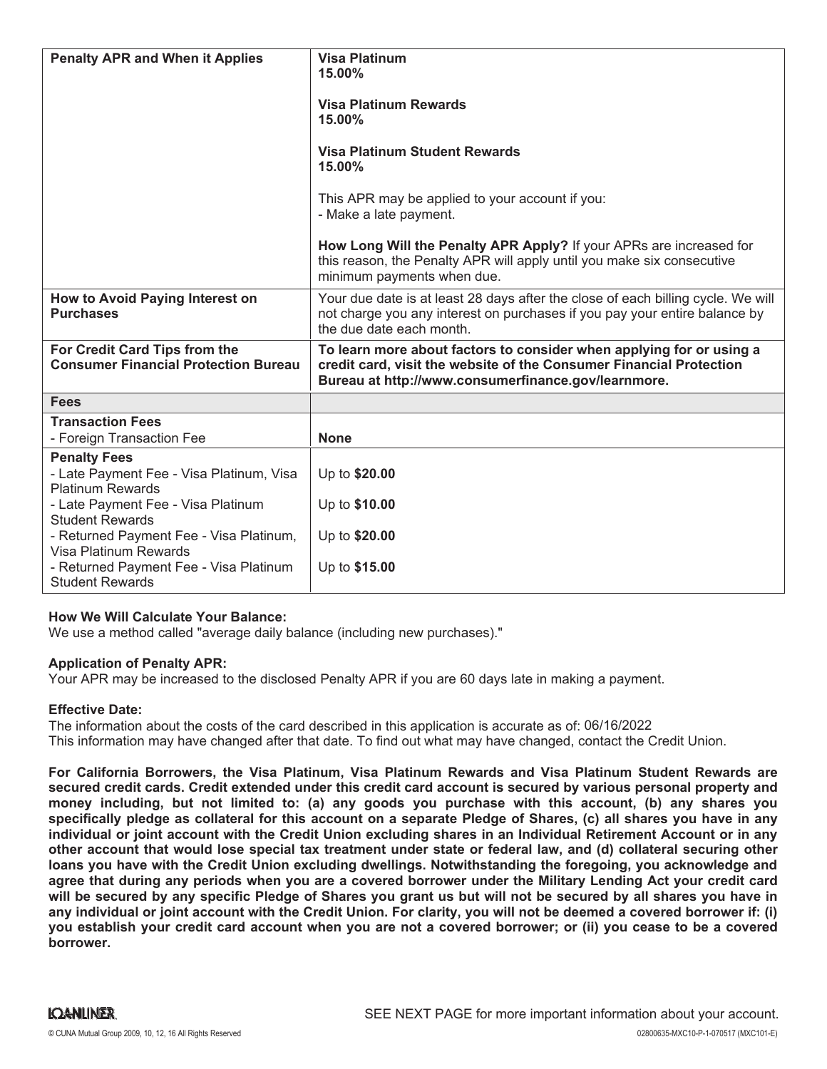| | |
|---|---|
| **Penalty APR and When it Applies** | **Visa Platinum**<br>**15.00%**<br><br>**Visa Platinum Rewards**<br>**15.00%**<br><br>**Visa Platinum Student Rewards**<br>**15.00%**<br><br>This APR may be applied to your account if you:<br>- Make a late payment.<br><br>**How Long Will the Penalty APR Apply?** If your APRs are increased for this reason, the Penalty APR will apply until you make six consecutive minimum payments when due. |
| **How to Avoid Paying Interest on Purchases** | Your due date is at least 28 days after the close of each billing cycle. We will not charge you any interest on purchases if you pay your entire balance by the due date each month. |
| **For Credit Card Tips from the Consumer Financial Protection Bureau** | **To learn more about factors to consider when applying for or using a credit card, visit the website of the Consumer Financial Protection Bureau at http://www.consumerfinance.gov/learnmore.** |
| **Fees** | |
| **Transaction Fees**<br>- Foreign Transaction Fee | **None** |
| **Penalty Fees**<br>- Late Payment Fee - Visa Platinum, Visa Platinum Rewards<br>- Late Payment Fee - Visa Platinum Student Rewards<br>- Returned Payment Fee - Visa Platinum, Visa Platinum Rewards<br>- Returned Payment Fee - Visa Platinum Student Rewards | Up to **$20.00**<br><br>Up to **$10.00**<br><br>Up to **$20.00**<br><br>Up to **$15.00** |

**How We Will Calculate Your Balance:**
We use a method called "average daily balance (including new purchases)."

**Application of Penalty APR:**
Your APR may be increased to the disclosed Penalty APR if you are 60 days late in making a payment.

**Effective Date:**
The information about the costs of the card described in this application is accurate as of: 06/16/2022
This information may have changed after that date. To find out what may have changed, contact the Credit Union.

**For California Borrowers, the Visa Platinum, Visa Platinum Rewards and Visa Platinum Student Rewards are secured credit cards. Credit extended under this credit card account is secured by various personal property and money including, but not limited to: (a) any goods you purchase with this account, (b) any shares you specifically pledge as collateral for this account on a separate Pledge of Shares, (c) all shares you have in any individual or joint account with the Credit Union excluding shares in an Individual Retirement Account or in any other account that would lose special tax treatment under state or federal law, and (d) collateral securing other loans you have with the Credit Union excluding dwellings. Notwithstanding the foregoing, you acknowledge and agree that during any periods when you are a covered borrower under the Military Lending Act your credit card will be secured by any specific Pledge of Shares you grant us but will not be secured by all shares you have in any individual or joint account with the Credit Union. For clarity, you will not be deemed a covered borrower if: (i) you establish your credit card account when you are not a covered borrower; or (ii) you cease to be a covered borrower.**

SEE NEXT PAGE for more important information about your account.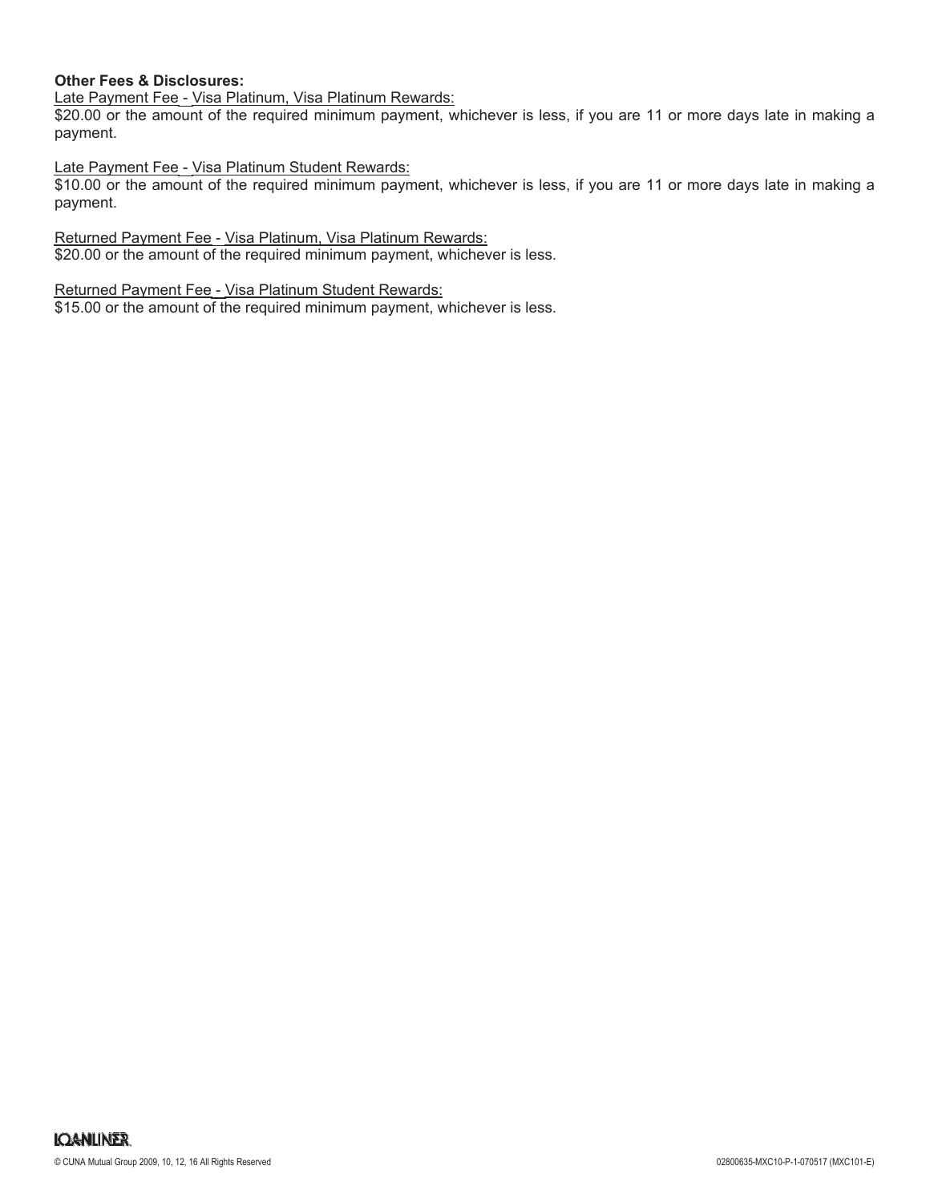**Other Fees & Disclosures:**

Late Payment Fee - Visa Platinum, Visa Platinum Rewards:
$20.00 or the amount of the required minimum payment, whichever is less, if you are 11 or more days late in making a payment.

Late Payment Fee - Visa Platinum Student Rewards:
$10.00 or the amount of the required minimum payment, whichever is less, if you are 11 or more days late in making a payment.

Returned Payment Fee - Visa Platinum, Visa Platinum Rewards:
$20.00 or the amount of the required minimum payment, whichever is less.

Returned Payment Fee - Visa Platinum Student Rewards:
$15.00 or the amount of the required minimum payment, whichever is less.

LOANLINER

© CUNA Mutual Group 2009, 10, 12, 16 All Rights Reserved

02800635-MXC10-P-1-070517 (MXC101-E)